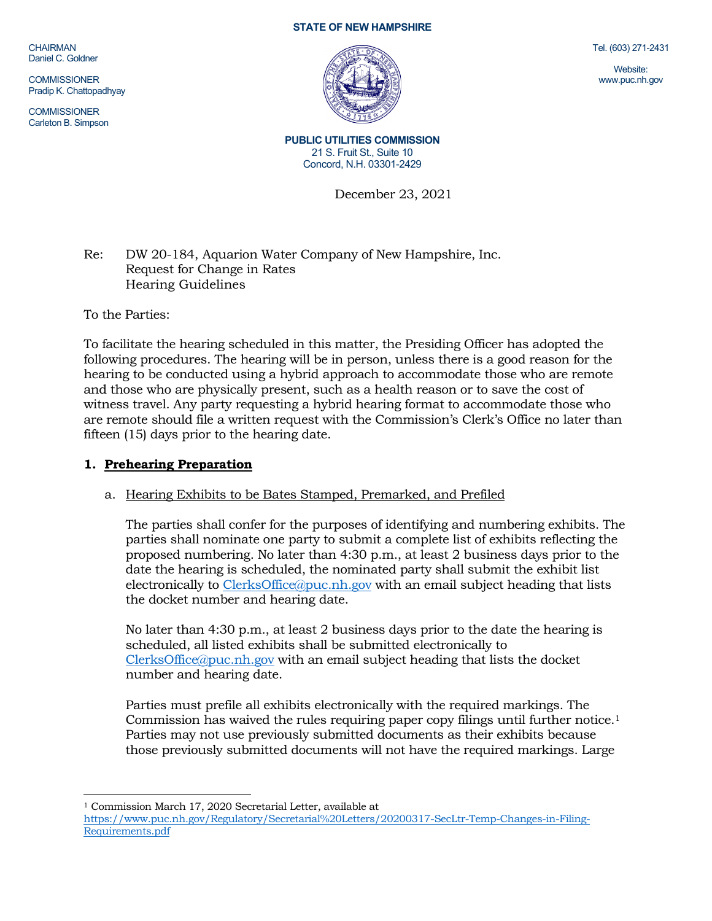**STATE OF NEW HAMPSHIRE**

CHAIRMAN
Daniel C. Goldner

COMMISSIONER
Pradip K. Chattopadhyay

COMMISSIONER
Carleton B. Simpson

Tel. (603) 271-2431

Website:
www.puc.nh.gov

**PUBLIC UTILITIES COMMISSION**
21 S. Fruit St., Suite 10
Concord, N.H. 03301-2429

December 23, 2021

Re: DW 20-184, Aquarion Water Company of New Hampshire, Inc.
Request for Change in Rates
Hearing Guidelines

To the Parties:

To facilitate the hearing scheduled in this matter, the Presiding Officer has adopted the following procedures. The hearing will be in person, unless there is a good reason for the hearing to be conducted using a hybrid approach to accommodate those who are remote and those who are physically present, such as a health reason or to save the cost of witness travel. Any party requesting a hybrid hearing format to accommodate those who are remote should file a written request with the Commission's Clerk's Office no later than fifteen (15) days prior to the hearing date.

**1. Prehearing Preparation**

a. Hearing Exhibits to be Bates Stamped, Premarked, and Prefiled

The parties shall confer for the purposes of identifying and numbering exhibits. The parties shall nominate one party to submit a complete list of exhibits reflecting the proposed numbering. No later than 4:30 p.m., at least 2 business days prior to the date the hearing is scheduled, the nominated party shall submit the exhibit list electronically to ClerksOffice@puc.nh.gov with an email subject heading that lists the docket number and hearing date.

No later than 4:30 p.m., at least 2 business days prior to the date the hearing is scheduled, all listed exhibits shall be submitted electronically to ClerksOffice@puc.nh.gov with an email subject heading that lists the docket number and hearing date.

Parties must prefile all exhibits electronically with the required markings. The Commission has waived the rules requiring paper copy filings until further notice.[1] Parties may not use previously submitted documents as their exhibits because those previously submitted documents will not have the required markings. Large

---

[1] Commission March 17, 2020 Secretarial Letter, available at https://www.puc.nh.gov/Regulatory/Secretarial%20Letters/20200317-SecLtr-Temp-Changes-in-Filing-Requirements.pdf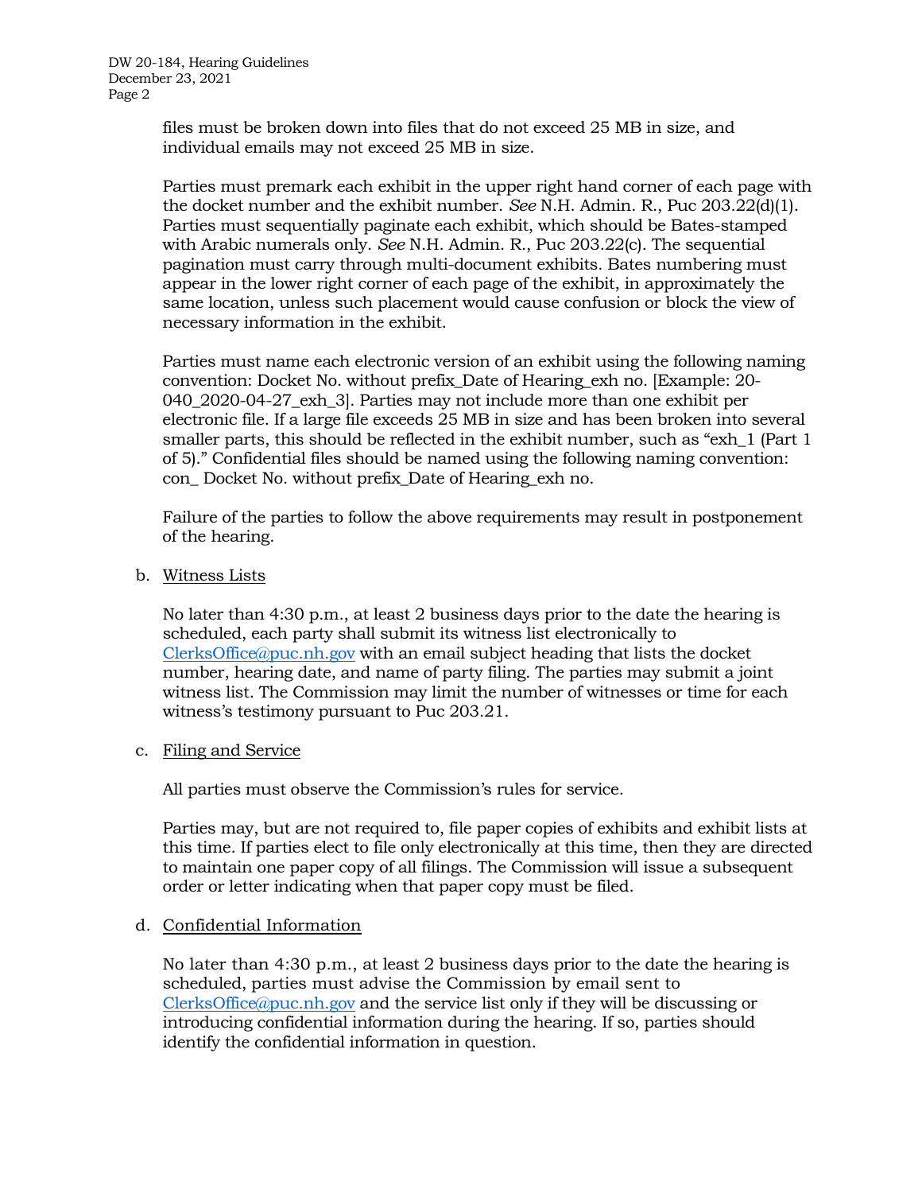files must be broken down into files that do not exceed 25 MB in size, and individual emails may not exceed 25 MB in size.

Parties must premark each exhibit in the upper right hand corner of each page with the docket number and the exhibit number. *See* N.H. Admin. R., Puc 203.22(d)(1). Parties must sequentially paginate each exhibit, which should be Bates-stamped with Arabic numerals only. *See* N.H. Admin. R., Puc 203.22(c). The sequential pagination must carry through multi-document exhibits. Bates numbering must appear in the lower right corner of each page of the exhibit, in approximately the same location, unless such placement would cause confusion or block the view of necessary information in the exhibit.

Parties must name each electronic version of an exhibit using the following naming convention: Docket No. without prefix_Date of Hearing_exh no. [Example: 20-040_2020-04-27_exh_3]. Parties may not include more than one exhibit per electronic file. If a large file exceeds 25 MB in size and has been broken into several smaller parts, this should be reflected in the exhibit number, such as "exh_1 (Part 1 of 5)." Confidential files should be named using the following naming convention: con_ Docket No. without prefix_Date of Hearing_exh no.

Failure of the parties to follow the above requirements may result in postponement of the hearing.

b. Witness Lists

No later than 4:30 p.m., at least 2 business days prior to the date the hearing is scheduled, each party shall submit its witness list electronically to ClerksOffice@puc.nh.gov with an email subject heading that lists the docket number, hearing date, and name of party filing. The parties may submit a joint witness list. The Commission may limit the number of witnesses or time for each witness's testimony pursuant to Puc 203.21.

c. Filing and Service

All parties must observe the Commission's rules for service.

Parties may, but are not required to, file paper copies of exhibits and exhibit lists at this time. If parties elect to file only electronically at this time, then they are directed to maintain one paper copy of all filings. The Commission will issue a subsequent order or letter indicating when that paper copy must be filed.

d. Confidential Information

No later than 4:30 p.m., at least 2 business days prior to the date the hearing is scheduled, parties must advise the Commission by email sent to ClerksOffice@puc.nh.gov and the service list only if they will be discussing or introducing confidential information during the hearing. If so, parties should identify the confidential information in question.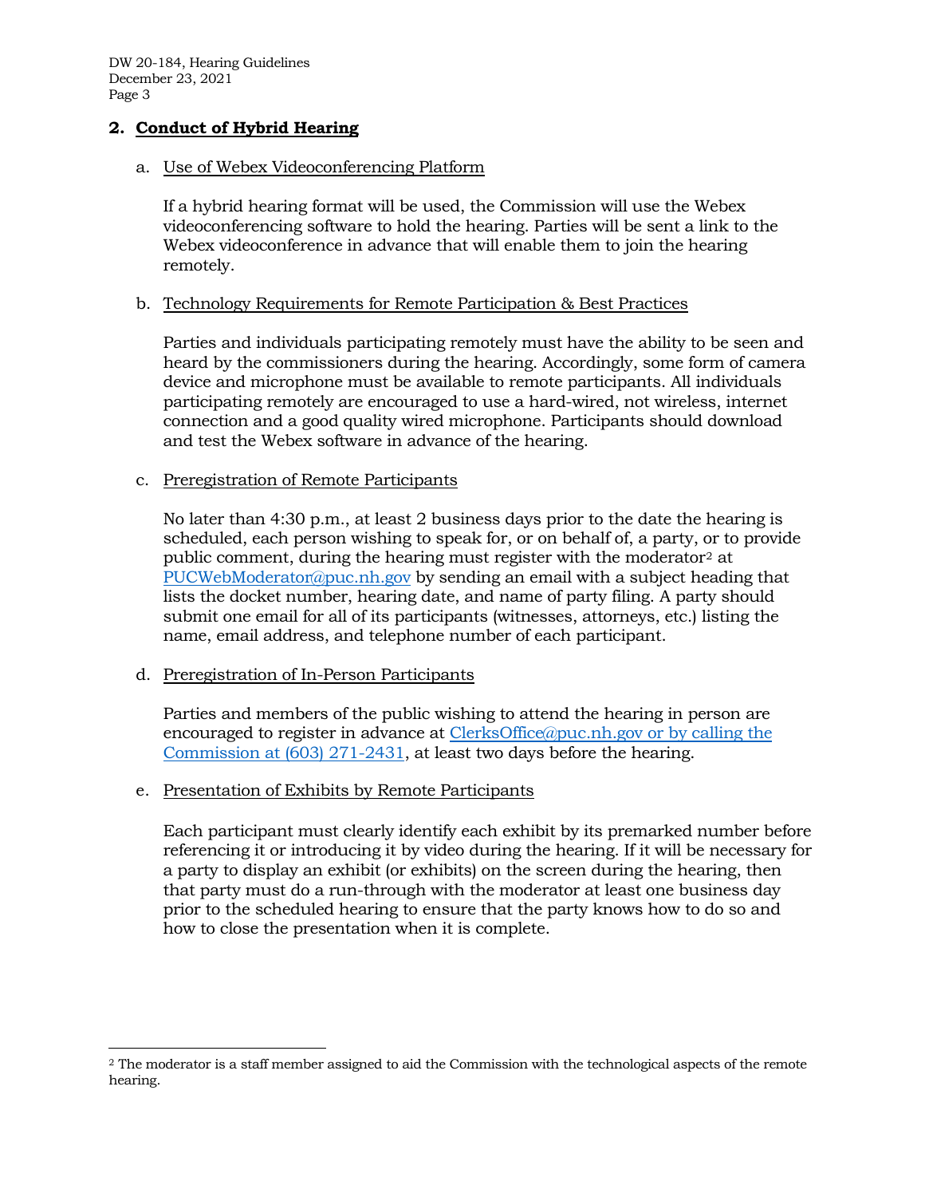## 2. Conduct of Hybrid Hearing

a. Use of Webex Videoconferencing Platform

If a hybrid hearing format will be used, the Commission will use the Webex videoconferencing software to hold the hearing. Parties will be sent a link to the Webex videoconference in advance that will enable them to join the hearing remotely.

b. Technology Requirements for Remote Participation & Best Practices

Parties and individuals participating remotely must have the ability to be seen and heard by the commissioners during the hearing. Accordingly, some form of camera device and microphone must be available to remote participants. All individuals participating remotely are encouraged to use a hard-wired, not wireless, internet connection and a good quality wired microphone. Participants should download and test the Webex software in advance of the hearing.

c. Preregistration of Remote Participants

No later than 4:30 p.m., at least 2 business days prior to the date the hearing is scheduled, each person wishing to speak for, or on behalf of, a party, or to provide public comment, during the hearing must register with the moderator[2] at PUCWebModerator@puc.nh.gov by sending an email with a subject heading that lists the docket number, hearing date, and name of party filing. A party should submit one email for all of its participants (witnesses, attorneys, etc.) listing the name, email address, and telephone number of each participant.

d. Preregistration of In-Person Participants

Parties and members of the public wishing to attend the hearing in person are encouraged to register in advance at ClerksOffice@puc.nh.gov or by calling the Commission at (603) 271-2431, at least two days before the hearing.

e. Presentation of Exhibits by Remote Participants

Each participant must clearly identify each exhibit by its premarked number before referencing it or introducing it by video during the hearing. If it will be necessary for a party to display an exhibit (or exhibits) on the screen during the hearing, then that party must do a run-through with the moderator at least one business day prior to the scheduled hearing to ensure that the party knows how to do so and how to close the presentation when it is complete.

[2] The moderator is a staff member assigned to aid the Commission with the technological aspects of the remote hearing.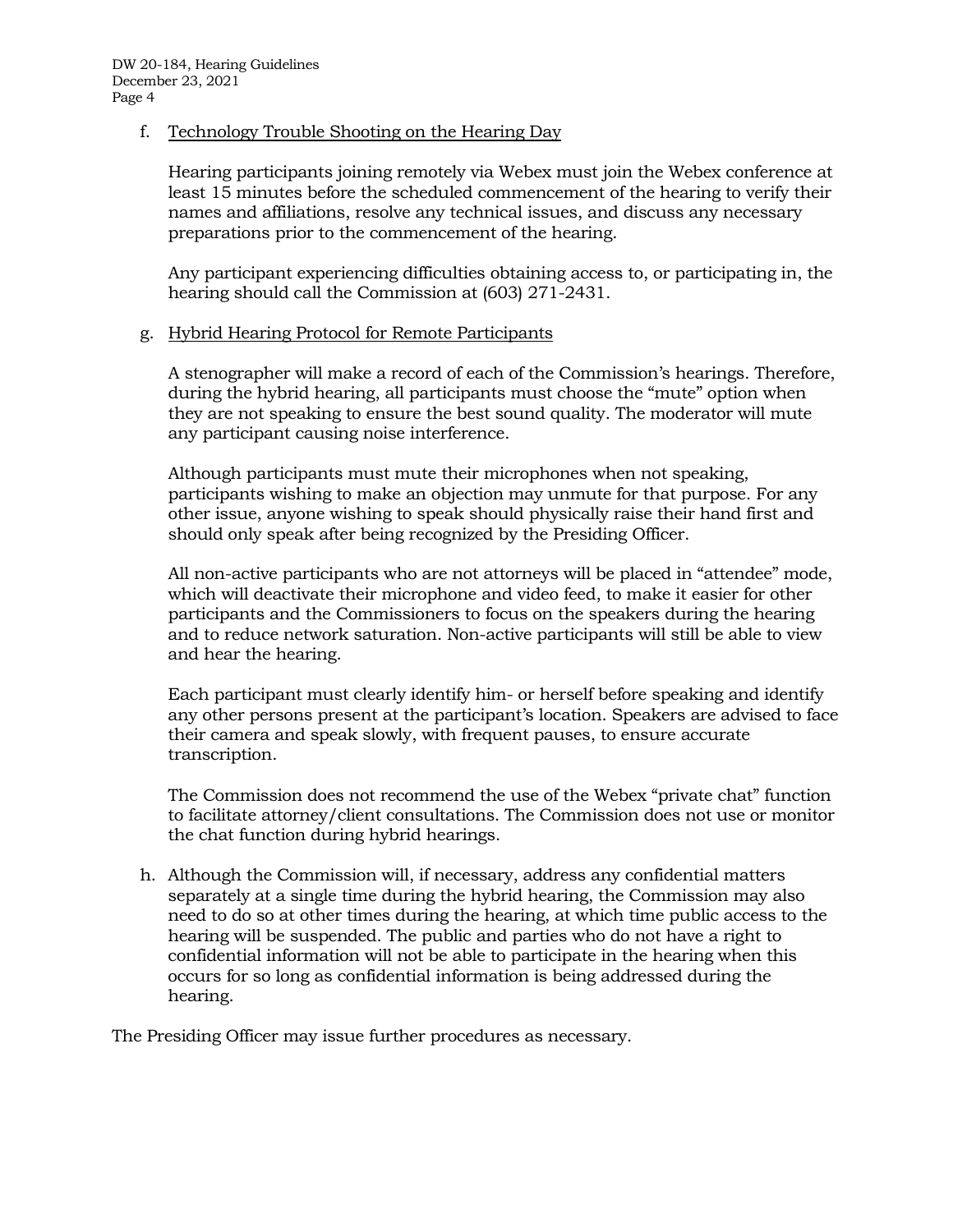f. Technology Trouble Shooting on the Hearing Day

   Hearing participants joining remotely via Webex must join the Webex conference at least 15 minutes before the scheduled commencement of the hearing to verify their names and affiliations, resolve any technical issues, and discuss any necessary preparations prior to the commencement of the hearing.

   Any participant experiencing difficulties obtaining access to, or participating in, the hearing should call the Commission at (603) 271-2431.

g. Hybrid Hearing Protocol for Remote Participants

   A stenographer will make a record of each of the Commission's hearings. Therefore, during the hybrid hearing, all participants must choose the "mute" option when they are not speaking to ensure the best sound quality. The moderator will mute any participant causing noise interference.

   Although participants must mute their microphones when not speaking, participants wishing to make an objection may unmute for that purpose. For any other issue, anyone wishing to speak should physically raise their hand first and should only speak after being recognized by the Presiding Officer.

   All non-active participants who are not attorneys will be placed in "attendee" mode, which will deactivate their microphone and video feed, to make it easier for other participants and the Commissioners to focus on the speakers during the hearing and to reduce network saturation. Non-active participants will still be able to view and hear the hearing.

   Each participant must clearly identify him- or herself before speaking and identify any other persons present at the participant's location. Speakers are advised to face their camera and speak slowly, with frequent pauses, to ensure accurate transcription.

   The Commission does not recommend the use of the Webex "private chat" function to facilitate attorney/client consultations. The Commission does not use or monitor the chat function during hybrid hearings.

h. Although the Commission will, if necessary, address any confidential matters separately at a single time during the hybrid hearing, the Commission may also need to do so at other times during the hearing, at which time public access to the hearing will be suspended. The public and parties who do not have a right to confidential information will not be able to participate in the hearing when this occurs for so long as confidential information is being addressed during the hearing.

The Presiding Officer may issue further procedures as necessary.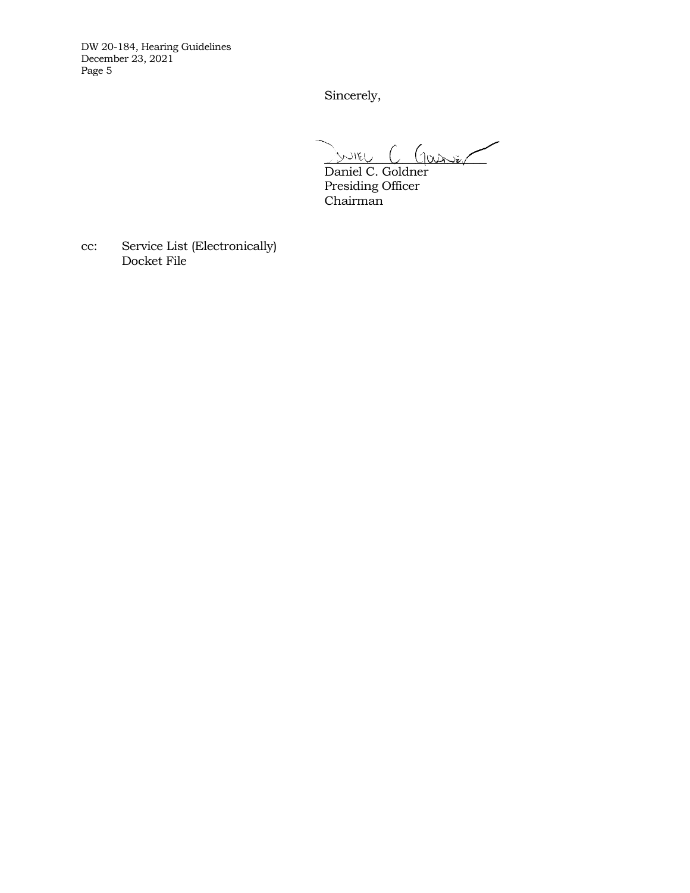Sincerely,

Daniel C. Goldner
Presiding Officer
Chairman

cc: Service List (Electronically)
Docket File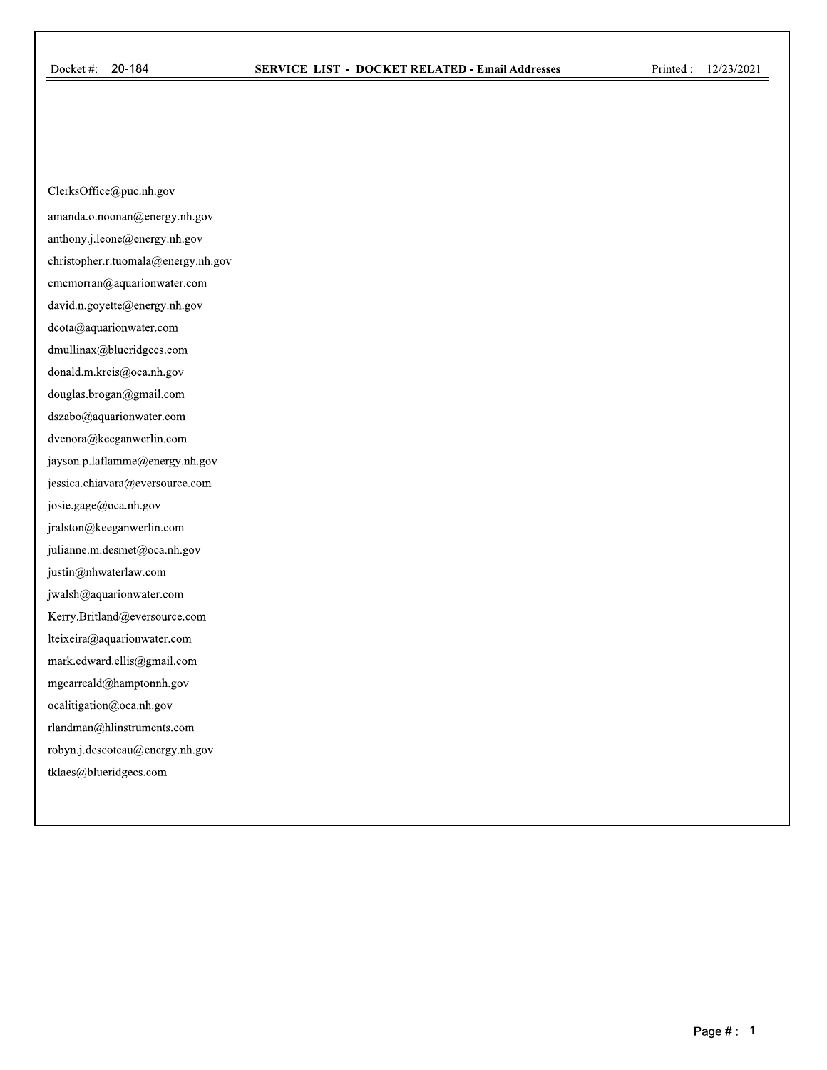Docket #: 20-184

**SERVICE LIST - DOCKET RELATED - Email Addresses**

Printed : 12/23/2021

ClerksOffice@puc.nh.gov

amanda.o.noonan@energy.nh.gov

anthony.j.leone@energy.nh.gov

christopher.r.tuomala@energy.nh.gov

cmcmorran@aquarionwater.com

david.n.goyette@energy.nh.gov

dcota@aquarionwater.com

dmullinax@blueridgecs.com

donald.m.kreis@oca.nh.gov

douglas.brogan@gmail.com

dszabo@aquarionwater.com

dvenora@keeganwerlin.com

jayson.p.laflamme@energy.nh.gov

jessica.chiavara@eversource.com

josie.gage@oca.nh.gov

jralston@keeganwerlin.com

julianne.m.desmet@oca.nh.gov

justin@nhwaterlaw.com

jwalsh@aquarionwater.com

Kerry.Britland@eversource.com

lteixeira@aquarionwater.com

mark.edward.ellis@gmail.com

mgearreald@hamptonnh.gov

ocalitigation@oca.nh.gov

rlandman@hlinstruments.com

robyn.j.descoteau@energy.nh.gov

tklaes@blueridgecs.com